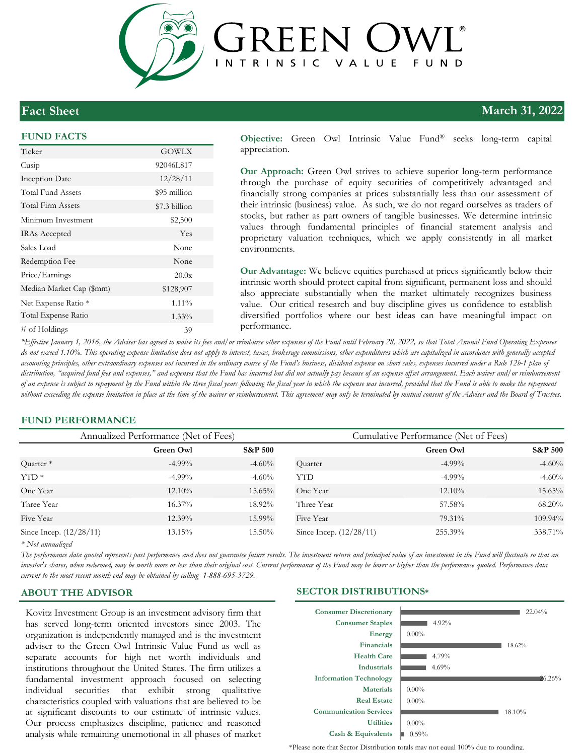# GREEN OWL®

INTRINSIC VALUE FUND

## Fact Sheet — March 31, 2022

### FUND FACTS

| | |
|---|---|
| Ticker | GOWLX |
| Cusip | 92046L817 |
| Inception Date | 12/28/11 |
| Total Fund Assets | $95 million |
| Total Firm Assets | $7.3 billion |
| Minimum Investment | $2,500 |
| IRAs Accepted | Yes |
| Sales Load | None |
| Redemption Fee | None |
| Price/Earnings | 20.0x |
| Median Market Cap ($mm) | $128,907 |
| Net Expense Ratio * | 1.11% |
| Total Expense Ratio | 1.33% |
| # of Holdings | 39 |

**Objective:** Green Owl Intrinsic Value Fund® seeks long-term capital appreciation.

**Our Approach:** Green Owl strives to achieve superior long-term performance through the purchase of equity securities of competitively advantaged and financially strong companies at prices substantially less than our assessment of their intrinsic (business) value. As such, we do not regard ourselves as traders of stocks, but rather as part owners of tangible businesses. We determine intrinsic values through fundamental principles of financial statement analysis and proprietary valuation techniques, which we apply consistently in all market environments.

**Our Advantage:** We believe equities purchased at prices significantly below their intrinsic worth should protect capital from significant, permanent loss and should also appreciate substantially when the market ultimately recognizes business value. Our critical research and buy discipline gives us confidence to establish diversified portfolios where our best ideas can have meaningful impact on performance.

*\*Effective January 1, 2016, the Adviser has agreed to waive its fees and/or reimburse other expenses of the Fund until February 28, 2022, so that Total Annual Fund Operating Expenses do not exceed 1.10%. This operating expense limitation does not apply to interest, taxes, brokerage commissions, other expenditures which are capitalized in accordance with generally accepted accounting principles, other extraordinary expenses not incurred in the ordinary course of the Fund's business, dividend expense on short sales, expenses incurred under a Rule 12b-1 plan of distribution, "acquired fund fees and expenses," and expenses that the Fund has incurred but did not actually pay because of an expense offset arrangement. Each waiver and/or reimbursement of an expense is subject to repayment by the Fund within the three fiscal years following the fiscal year in which the expense was incurred, provided that the Fund is able to make the repayment without exceeding the expense limitation in place at the time of the waiver or reimbursement. This agreement may only be terminated by mutual consent of the Adviser and the Board of Trustees.*

### FUND PERFORMANCE

| Annualized Performance (Net of Fees) | Green Owl | S&P 500 |
|---|---|---|
| Quarter * | -4.99% | -4.60% |
| YTD * | -4.99% | -4.60% |
| One Year | 12.10% | 15.65% |
| Three Year | 16.37% | 18.92% |
| Five Year | 12.39% | 15.99% |
| Since Incep. (12/28/11) | 13.15% | 15.50% |

| Cumulative Performance (Net of Fees) | Green Owl | S&P 500 |
|---|---|---|
| Quarter | -4.99% | -4.60% |
| YTD | -4.99% | -4.60% |
| One Year | 12.10% | 15.65% |
| Three Year | 57.58% | 68.20% |
| Five Year | 79.31% | 109.94% |
| Since Incep. (12/28/11) | 255.39% | 338.71% |

*\* Not annualized*

*The performance data quoted represents past performance and does not guarantee future results. The investment return and principal value of an investment in the Fund will fluctuate so that an investor's shares, when redeemed, may be worth more or less than their original cost. Current performance of the Fund may be lower or higher than the performance quoted. Performance data current to the most recent month end may be obtained by calling 1-888-695-3729.*

### ABOUT THE ADVISOR

Kovitz Investment Group is an investment advisory firm that has served long-term oriented investors since 2003. The organization is independently managed and is the investment adviser to the Green Owl Intrinsic Value Fund as well as separate accounts for high net worth individuals and institutions throughout the United States. The firm utilizes a fundamental investment approach focused on selecting individual securities that exhibit strong qualitative characteristics coupled with valuations that are believed to be at significant discounts to our estimate of intrinsic values. Our process emphasizes discipline, patience and reasoned analysis while remaining unemotional in all phases of market

### SECTOR DISTRIBUTIONS*

| Sector | Weight |
|---|---|
| Consumer Discretionary | 22.04% |
| Consumer Staples | 4.92% |
| Energy | 0.00% |
| Financials | 18.62% |
| Health Care | 4.79% |
| Industrials | 4.69% |
| Information Technology | 26.26% |
| Materials | 0.00% |
| Real Estate | 0.00% |
| Communication Services | 18.10% |
| Utilities | 0.00% |
| Cash & Equivalents | 0.59% |

*Please note that Sector Distribution totals may not equal 100% due to rounding.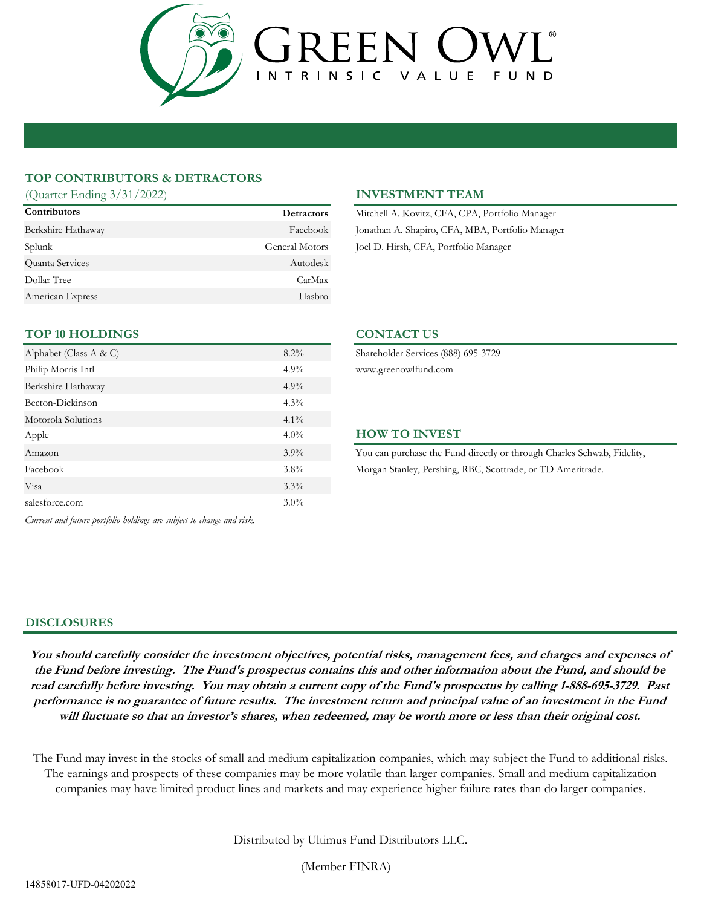# GREEN OWL®
INTRINSIC VALUE FUND

## TOP CONTRIBUTORS & DETRACTORS

(Quarter Ending 3/31/2022)

| Contributors | Detractors |
|---|---|
| Berkshire Hathaway | Facebook |
| Splunk | General Motors |
| Quanta Services | Autodesk |
| Dollar Tree | CarMax |
| American Express | Hasbro |

## TOP 10 HOLDINGS

| | |
|---|---|
| Alphabet (Class A & C) | 8.2% |
| Philip Morris Intl | 4.9% |
| Berkshire Hathaway | 4.9% |
| Becton-Dickinson | 4.3% |
| Motorola Solutions | 4.1% |
| Apple | 4.0% |
| Amazon | 3.9% |
| Facebook | 3.8% |
| Visa | 3.3% |
| salesforce.com | 3.0% |

*Current and future portfolio holdings are subject to change and risk.*

## INVESTMENT TEAM

Mitchell A. Kovitz, CFA, CPA, Portfolio Manager

Jonathan A. Shapiro, CFA, MBA, Portfolio Manager

Joel D. Hirsh, CFA, Portfolio Manager

## CONTACT US

Shareholder Services (888) 695-3729

www.greenowlfund.com

## HOW TO INVEST

You can purchase the Fund directly or through Charles Schwab, Fidelity, Morgan Stanley, Pershing, RBC, Scottrade, or TD Ameritrade.

## DISCLOSURES

***You should carefully consider the investment objectives, potential risks, management fees, and charges and expenses of the Fund before investing. The Fund's prospectus contains this and other information about the Fund, and should be read carefully before investing. You may obtain a current copy of the Fund's prospectus by calling 1-888-695-3729. Past performance is no guarantee of future results. The investment return and principal value of an investment in the Fund will fluctuate so that an investor's shares, when redeemed, may be worth more or less than their original cost.***

The Fund may invest in the stocks of small and medium capitalization companies, which may subject the Fund to additional risks. The earnings and prospects of these companies may be more volatile than larger companies. Small and medium capitalization companies may have limited product lines and markets and may experience higher failure rates than do larger companies.

Distributed by Ultimus Fund Distributors LLC.

(Member FINRA)

14858017-UFD-04202022